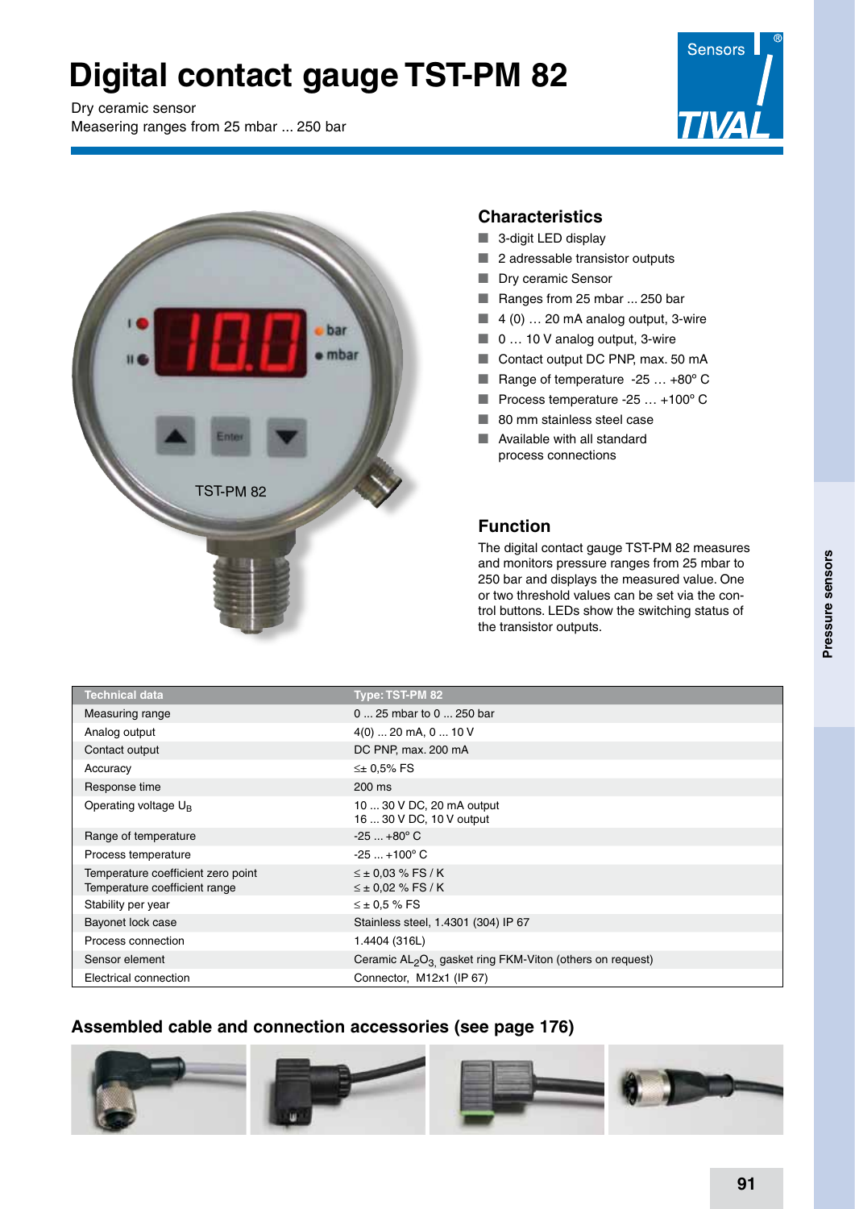# Digital contact gauge TST-PM 82

Dry ceramic sensor
Measering ranges from 25 mbar ... 250 bar

## Characteristics

- 3-digit LED display
- 2 adressable transistor outputs
- Dry ceramic Sensor
- Ranges from 25 mbar ... 250 bar
- 4 (0) … 20 mA analog output, 3-wire
- 0 … 10 V analog output, 3-wire
- Contact output DC PNP, max. 50 mA
- Range of temperature -25 … +80° C
- Process temperature -25 … +100° C
- 80 mm stainless steel case
- Available with all standard process connections

## Function

The digital contact gauge TST-PM 82 measures and monitors pressure ranges from 25 mbar to 250 bar and displays the measured value. One or two threshold values can be set via the control buttons. LEDs show the switching status of the transistor outputs.

| Technical data | Type: TST-PM 82 |
|---|---|
| Measuring range | 0 ... 25 mbar to 0 ... 250 bar |
| Analog output | 4(0) ... 20 mA, 0 ... 10 V |
| Contact output | DC PNP, max. 200 mA |
| Accuracy | ≤± 0,5% FS |
| Response time | 200 ms |
| Operating voltage $U_B$ | 10 ... 30 V DC, 20 mA output<br>16 ... 30 V DC, 10 V output |
| Range of temperature | -25 ... +80° C |
| Process temperature | -25 ... +100° C |
| Temperature coefficient zero point<br>Temperature coefficient range | ≤ ± 0,03 % FS / K<br>≤ ± 0,02 % FS / K |
| Stability per year | ≤ ± 0,5 % FS |
| Bayonet lock case | Stainless steel, 1.4301 (304) IP 67 |
| Process connection | 1.4404 (316L) |
| Sensor element | Ceramic $AL_2O_3$, gasket ring FKM-Viton (others on request) |
| Electrical connection | Connector, M12x1 (IP 67) |

## Assembled cable and connection accessories (see page 176)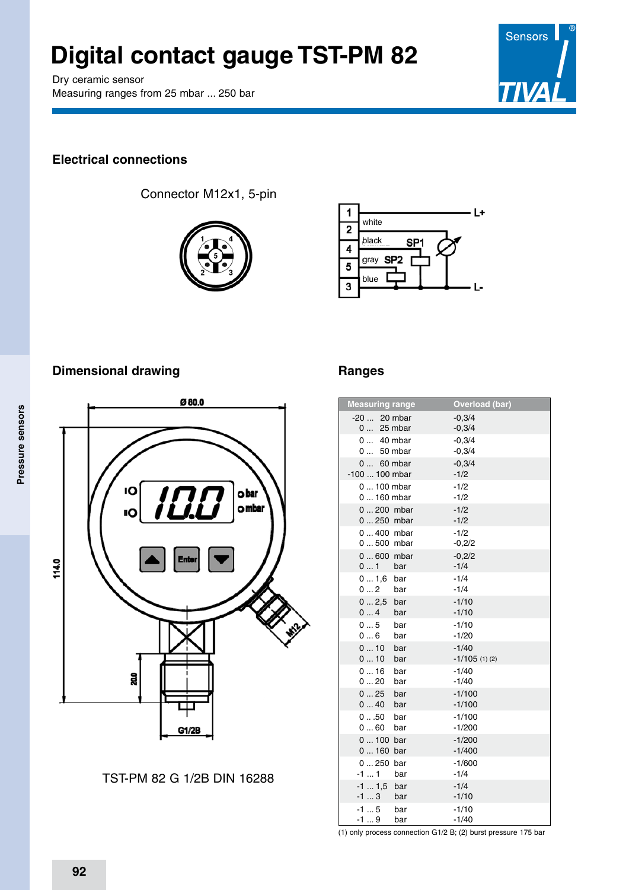# Digital contact gauge TST-PM 82

Dry ceramic sensor
Measuring ranges from 25 mbar ... 250 bar

## Electrical connections

Connector M12x1, 5-pin

1
2
4
5
3
white
black
gray
blue
SP1
SP2
L+
L-

## Dimensional drawing

Ø 80.0
114.0
20.0
G1/2B
M12

TST-PM 82 G 1/2B DIN 16288

## Ranges

| Measuring range | Overload (bar) |
|---|---|
| -20 ... 20 mbar | -0,3/4 |
| 0 ... 25 mbar | -0,3/4 |
| 0 ... 40 mbar | -0,3/4 |
| 0 ... 50 mbar | -0,3/4 |
| 0 ... 60 mbar | -0,3/4 |
| -100 ... 100 mbar | -1/2 |
| 0 ... 100 mbar | -1/2 |
| 0 ... 160 mbar | -1/2 |
| 0 ... 200 mbar | -1/2 |
| 0 ... 250 mbar | -1/2 |
| 0 ... 400 mbar | -1/2 |
| 0 ... 500 mbar | -0,2/2 |
| 0 ... 600 mbar | -0,2/2 |
| 0 ... 1 bar | -1/4 |
| 0 ... 1,6 bar | -1/4 |
| 0 ... 2 bar | -1/4 |
| 0 ... 2,5 bar | -1/10 |
| 0 ... 4 bar | -1/10 |
| 0 ... 5 bar | -1/10 |
| 0 ... 6 bar | -1/20 |
| 0 ... 10 bar | -1/40 |
| 0 ... 10 bar | -1/105 (1) (2) |
| 0 ... 16 bar | -1/40 |
| 0 ... 20 bar | -1/40 |
| 0 ... 25 bar | -1/100 |
| 0 ... 40 bar | -1/100 |
| 0 .. .50 bar | -1/100 |
| 0 ... 60 bar | -1/200 |
| 0 ... 100 bar | -1/200 |
| 0 ... 160 bar | -1/400 |
| 0 ... 250 bar | -1/600 |
| -1 ... 1 bar | -1/4 |
| -1 ... 1,5 bar | -1/4 |
| -1 ... 3 bar | -1/10 |
| -1 ... 5 bar | -1/10 |
| -1 ... 9 bar | -1/40 |

(1) only process connection G1/2 B; (2) burst pressure 175 bar